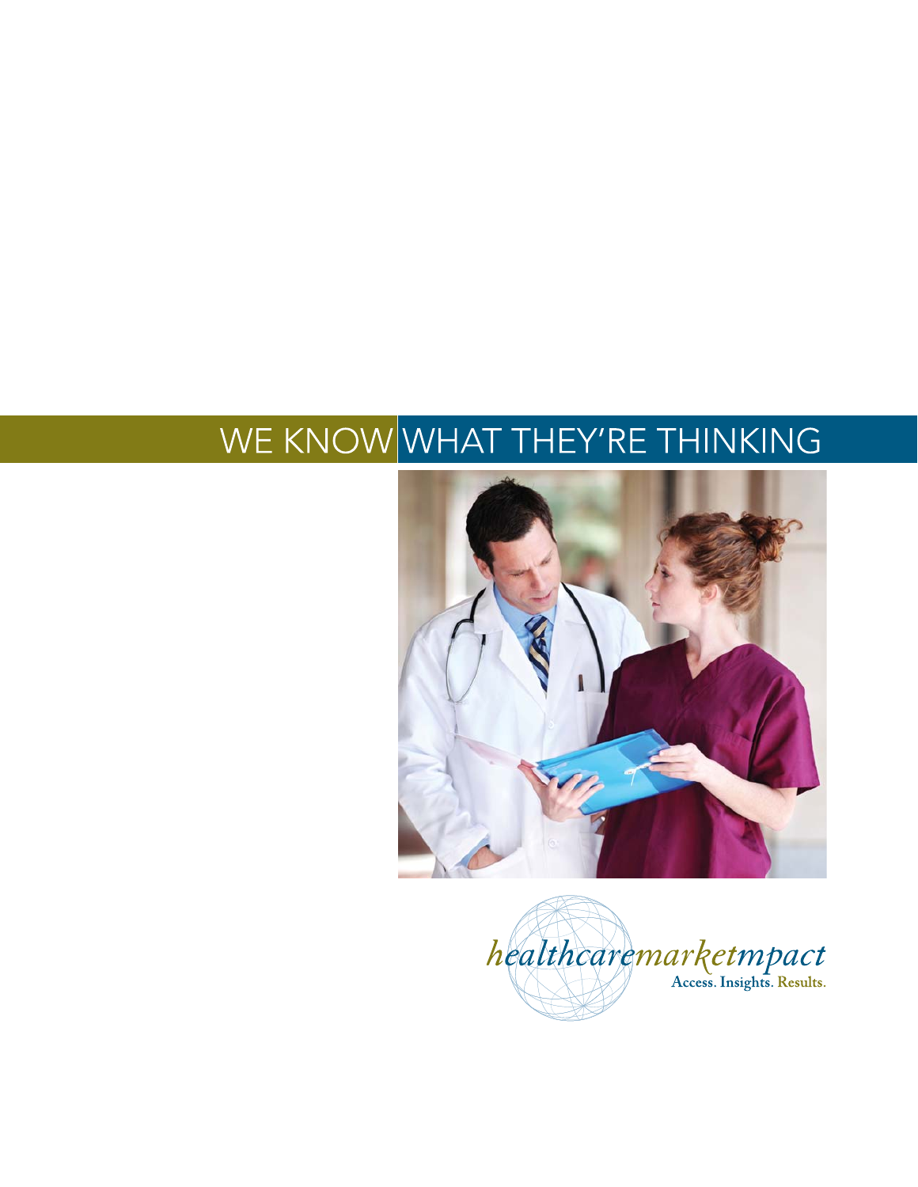# WE KNOW WHAT THEY'RE THINKING

*healthcaremarketmpact*

**Access. Insights. Results.**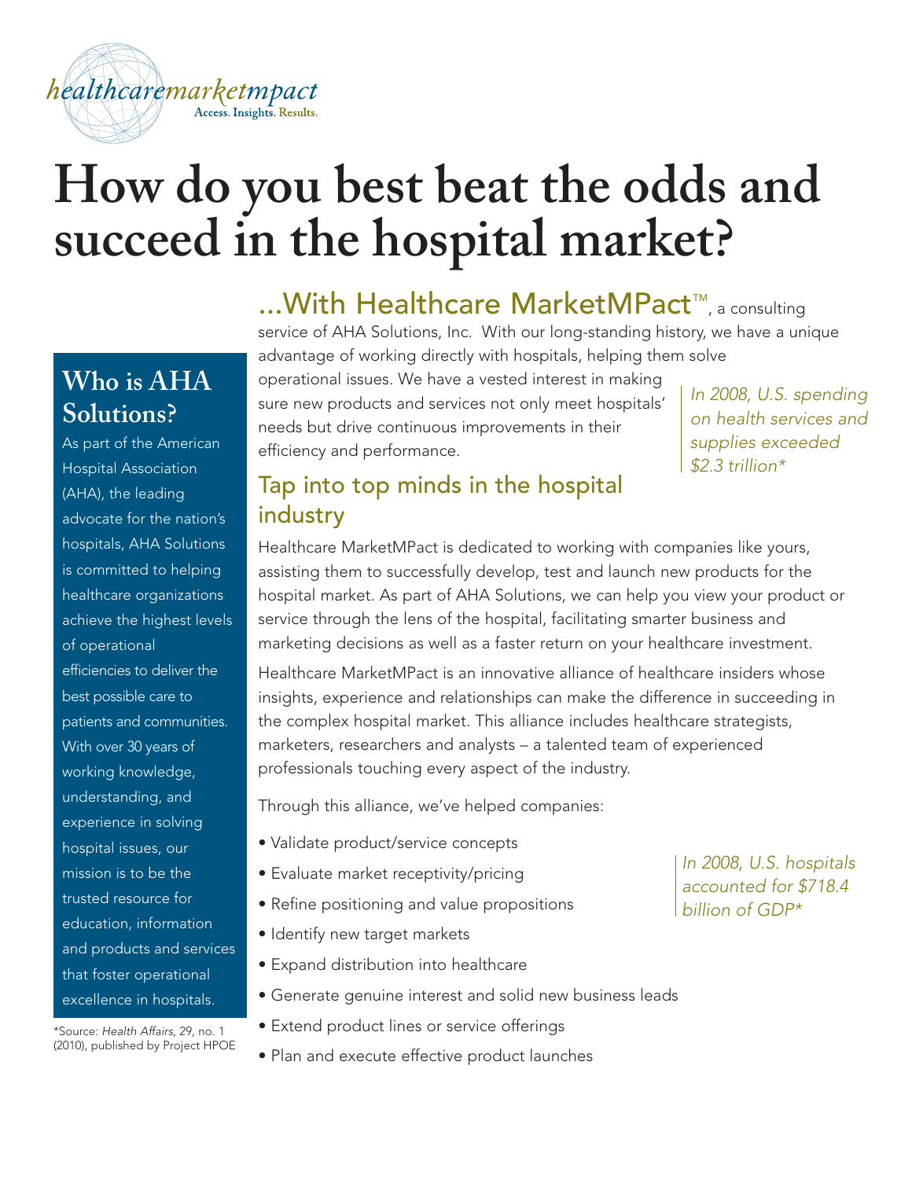healthcaremarketmpact
Access. Insights. Results.

# How do you best beat the odds and succeed in the hospital market?

## ...With Healthcare MarketMPact™, a consulting service of AHA Solutions, Inc.

With our long-standing history, we have a unique advantage of working directly with hospitals, helping them solve operational issues. We have a vested interest in making sure new products and services not only meet hospitals' needs but drive continuous improvements in their efficiency and performance.

*In 2008, U.S. spending on health services and supplies exceeded $2.3 trillion**

## Tap into top minds in the hospital industry

Healthcare MarketMPact is dedicated to working with companies like yours, assisting them to successfully develop, test and launch new products for the hospital market. As part of AHA Solutions, we can help you view your product or service through the lens of the hospital, facilitating smarter business and marketing decisions as well as a faster return on your healthcare investment.

Healthcare MarketMPact is an innovative alliance of healthcare insiders whose insights, experience and relationships can make the difference in succeeding in the complex hospital market. This alliance includes healthcare strategists, marketers, researchers and analysts – a talented team of experienced professionals touching every aspect of the industry.

Through this alliance, we've helped companies:

- Validate product/service concepts
- Evaluate market receptivity/pricing
- Refine positioning and value propositions
- Identify new target markets
- Expand distribution into healthcare
- Generate genuine interest and solid new business leads
- Extend product lines or service offerings
- Plan and execute effective product launches

*In 2008, U.S. hospitals accounted for $718.4 billion of GDP**

## Who is AHA Solutions?

As part of the American Hospital Association (AHA), the leading advocate for the nation's hospitals, AHA Solutions is committed to helping healthcare organizations achieve the highest levels of operational efficiencies to deliver the best possible care to patients and communities. With over 30 years of working knowledge, understanding, and experience in solving hospital issues, our mission is to be the trusted resource for education, information and products and services that foster operational excellence in hospitals.

*Source: *Health Affairs*, 29, no. 1 (2010), published by Project HPOE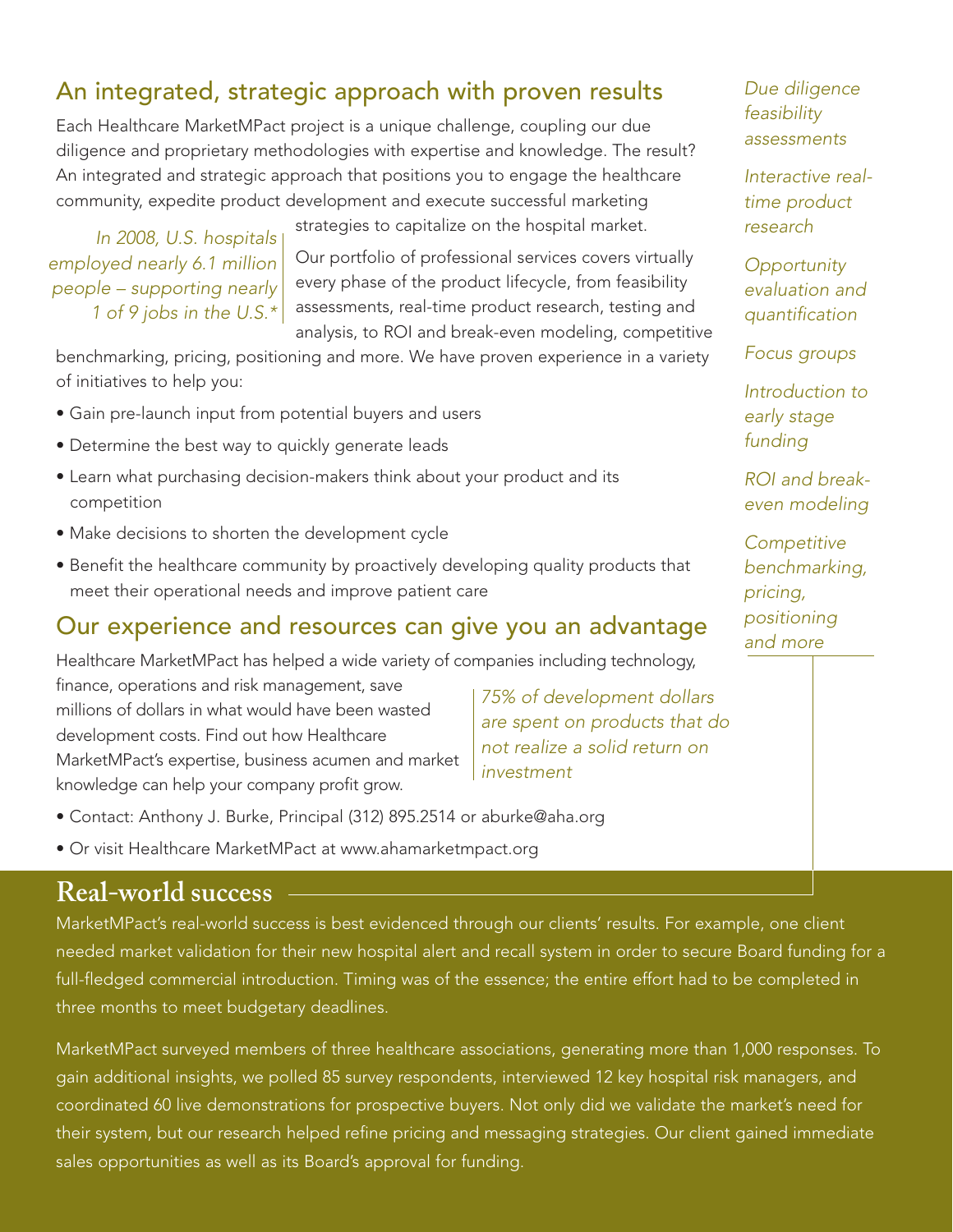## An integrated, strategic approach with proven results

Each Healthcare MarketMPact project is a unique challenge, coupling our due diligence and proprietary methodologies with expertise and knowledge. The result? An integrated and strategic approach that positions you to engage the healthcare community, expedite product development and execute successful marketing strategies to capitalize on the hospital market.

*In 2008, U.S. hospitals employed nearly 6.1 million people – supporting nearly 1 of 9 jobs in the U.S.**

Our portfolio of professional services covers virtually every phase of the product lifecycle, from feasibility assessments, real-time product research, testing and analysis, to ROI and break-even modeling, competitive benchmarking, pricing, positioning and more. We have proven experience in a variety of initiatives to help you:

- Gain pre-launch input from potential buyers and users
- Determine the best way to quickly generate leads
- Learn what purchasing decision-makers think about your product and its competition
- Make decisions to shorten the development cycle
- Benefit the healthcare community by proactively developing quality products that meet their operational needs and improve patient care

## Our experience and resources can give you an advantage

Healthcare MarketMPact has helped a wide variety of companies including technology, finance, operations and risk management, save millions of dollars in what would have been wasted development costs. Find out how Healthcare MarketMPact's expertise, business acumen and market knowledge can help your company profit grow.

*75% of development dollars are spent on products that do not realize a solid return on investment*

- Contact: Anthony J. Burke, Principal (312) 895.2514 or aburke@aha.org
- Or visit Healthcare MarketMPact at www.ahamarketmpact.org

*Due diligence feasibility assessments*

*Interactive real-time product research*

*Opportunity evaluation and quantification*

*Focus groups*

*Introduction to early stage funding*

*ROI and break-even modeling*

*Competitive benchmarking, pricing, positioning and more*

## Real-world success

MarketMPact's real-world success is best evidenced through our clients' results. For example, one client needed market validation for their new hospital alert and recall system in order to secure Board funding for a full-fledged commercial introduction. Timing was of the essence; the entire effort had to be completed in three months to meet budgetary deadlines.

MarketMPact surveyed members of three healthcare associations, generating more than 1,000 responses. To gain additional insights, we polled 85 survey respondents, interviewed 12 key hospital risk managers, and coordinated 60 live demonstrations for prospective buyers. Not only did we validate the market's need for their system, but our research helped refine pricing and messaging strategies. Our client gained immediate sales opportunities as well as its Board's approval for funding.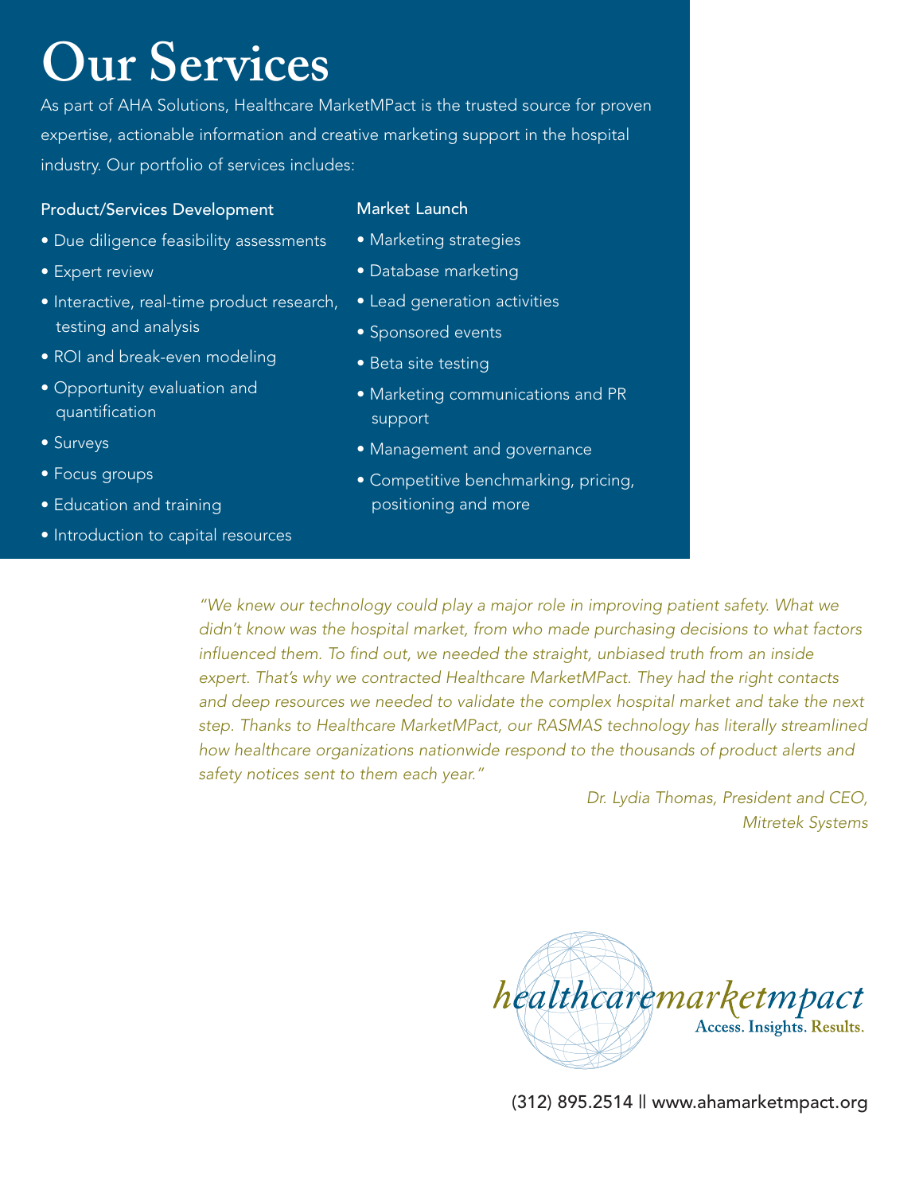# Our Services

As part of AHA Solutions, Healthcare MarketMPact is the trusted source for proven expertise, actionable information and creative marketing support in the hospital industry. Our portfolio of services includes:

### Product/Services Development

- Due diligence feasibility assessments
- Expert review
- Interactive, real-time product research, testing and analysis
- ROI and break-even modeling
- Opportunity evaluation and quantification
- Surveys
- Focus groups
- Education and training
- Introduction to capital resources

### Market Launch

- Marketing strategies
- Database marketing
- Lead generation activities
- Sponsored events
- Beta site testing
- Marketing communications and PR support
- Management and governance
- Competitive benchmarking, pricing, positioning and more

*"We knew our technology could play a major role in improving patient safety. What we didn't know was the hospital market, from who made purchasing decisions to what factors influenced them. To find out, we needed the straight, unbiased truth from an inside expert. That's why we contracted Healthcare MarketMPact. They had the right contacts and deep resources we needed to validate the complex hospital market and take the next step. Thanks to Healthcare MarketMPact, our RASMAS technology has literally streamlined how healthcare organizations nationwide respond to the thousands of product alerts and safety notices sent to them each year."*

*Dr. Lydia Thomas, President and CEO, Mitretek Systems*

healthcaremarketmpact
Access. Insights. Results.

(312) 895.2514 || www.ahamarketmpact.org